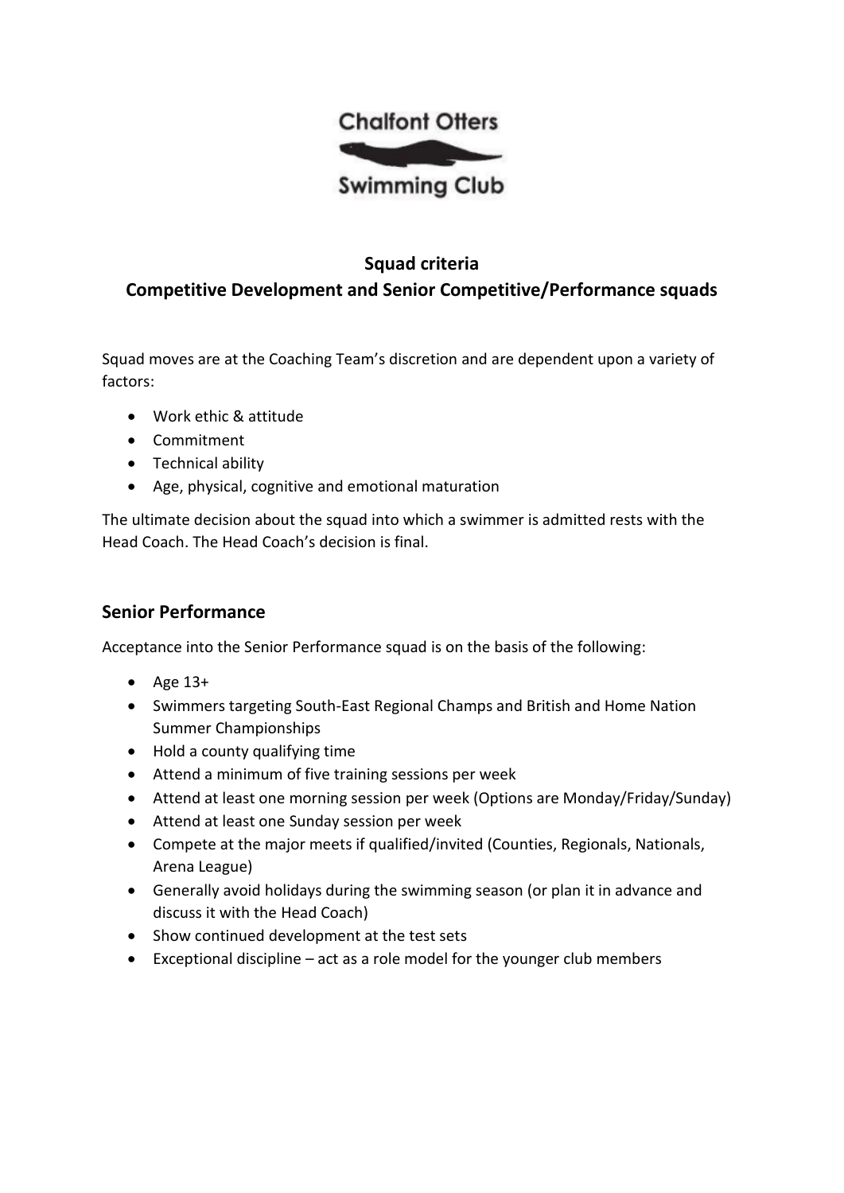Chalfont Otters

Swimming Club

**Squad criteria**

**Competitive Development and Senior Competitive/Performance squads**

Squad moves are at the Coaching Team's discretion and are dependent upon a variety of factors:

- Work ethic & attitude
- Commitment
- Technical ability
- Age, physical, cognitive and emotional maturation

The ultimate decision about the squad into which a swimmer is admitted rests with the Head Coach. The Head Coach's decision is final.

## Senior Performance

Acceptance into the Senior Performance squad is on the basis of the following:

- Age 13+
- Swimmers targeting South-East Regional Champs and British and Home Nation Summer Championships
- Hold a county qualifying time
- Attend a minimum of five training sessions per week
- Attend at least one morning session per week (Options are Monday/Friday/Sunday)
- Attend at least one Sunday session per week
- Compete at the major meets if qualified/invited (Counties, Regionals, Nationals, Arena League)
- Generally avoid holidays during the swimming season (or plan it in advance and discuss it with the Head Coach)
- Show continued development at the test sets
- Exceptional discipline – act as a role model for the younger club members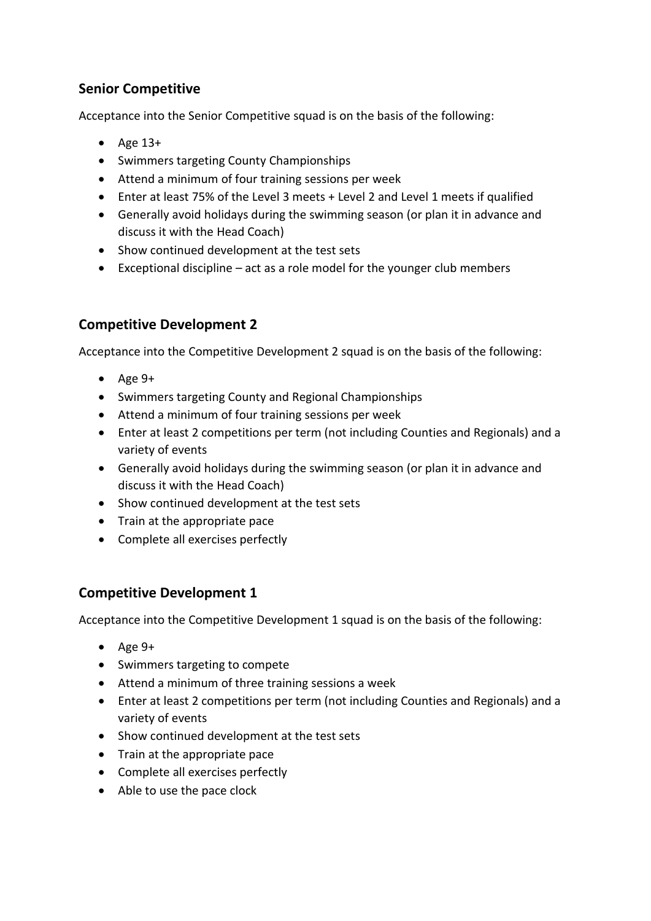## Senior Competitive

Acceptance into the Senior Competitive squad is on the basis of the following:

- Age 13+
- Swimmers targeting County Championships
- Attend a minimum of four training sessions per week
- Enter at least 75% of the Level 3 meets + Level 2 and Level 1 meets if qualified
- Generally avoid holidays during the swimming season (or plan it in advance and discuss it with the Head Coach)
- Show continued development at the test sets
- Exceptional discipline – act as a role model for the younger club members

## Competitive Development 2

Acceptance into the Competitive Development 2 squad is on the basis of the following:

- Age 9+
- Swimmers targeting County and Regional Championships
- Attend a minimum of four training sessions per week
- Enter at least 2 competitions per term (not including Counties and Regionals) and a variety of events
- Generally avoid holidays during the swimming season (or plan it in advance and discuss it with the Head Coach)
- Show continued development at the test sets
- Train at the appropriate pace
- Complete all exercises perfectly

## Competitive Development 1

Acceptance into the Competitive Development 1 squad is on the basis of the following:

- Age 9+
- Swimmers targeting to compete
- Attend a minimum of three training sessions a week
- Enter at least 2 competitions per term (not including Counties and Regionals) and a variety of events
- Show continued development at the test sets
- Train at the appropriate pace
- Complete all exercises perfectly
- Able to use the pace clock